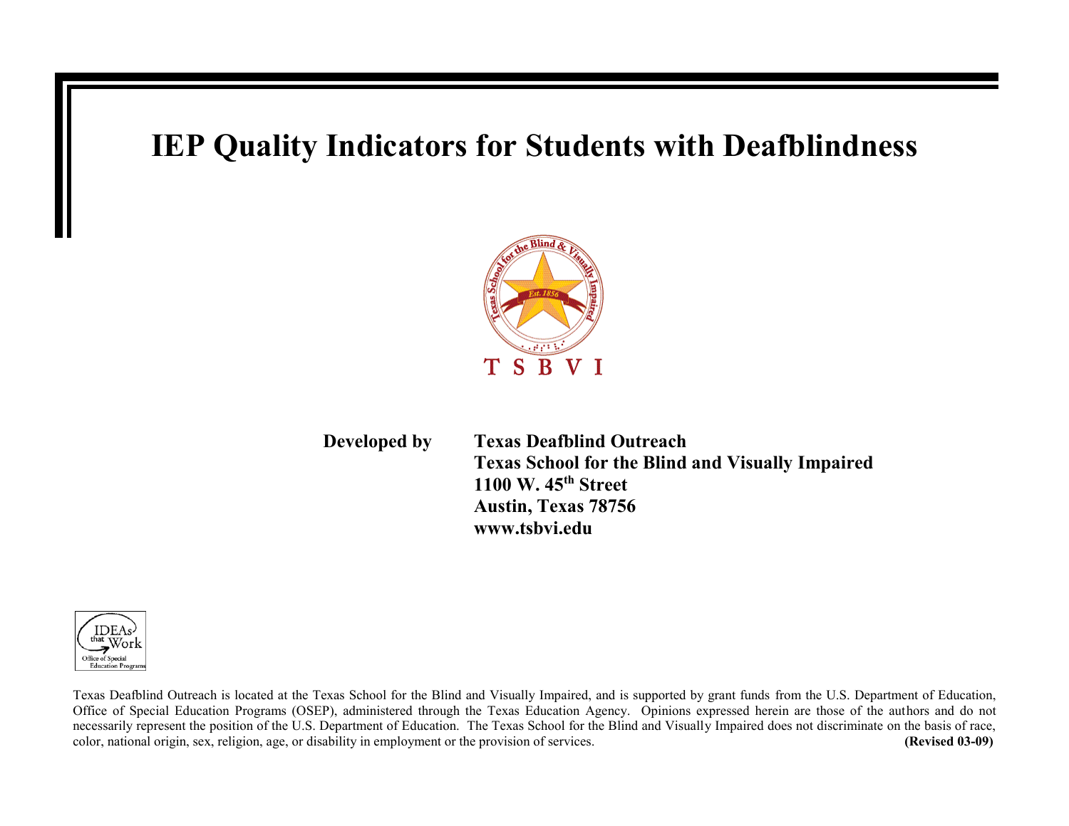# IEP Quality Indicators for Students with Deafblindness

**Developed by** **Texas Deafblind Outreach**
**Texas School for the Blind and Visually Impaired**
**1100 W. 45th Street**
**Austin, Texas 78756**
**www.tsbvi.edu**

Texas Deafblind Outreach is located at the Texas School for the Blind and Visually Impaired, and is supported by grant funds from the U.S. Department of Education, Office of Special Education Programs (OSEP), administered through the Texas Education Agency. Opinions expressed herein are those of the authors and do not necessarily represent the position of the U.S. Department of Education. The Texas School for the Blind and Visually Impaired does not discriminate on the basis of race, color, national origin, sex, religion, age, or disability in employment or the provision of services. **(Revised 03-09)**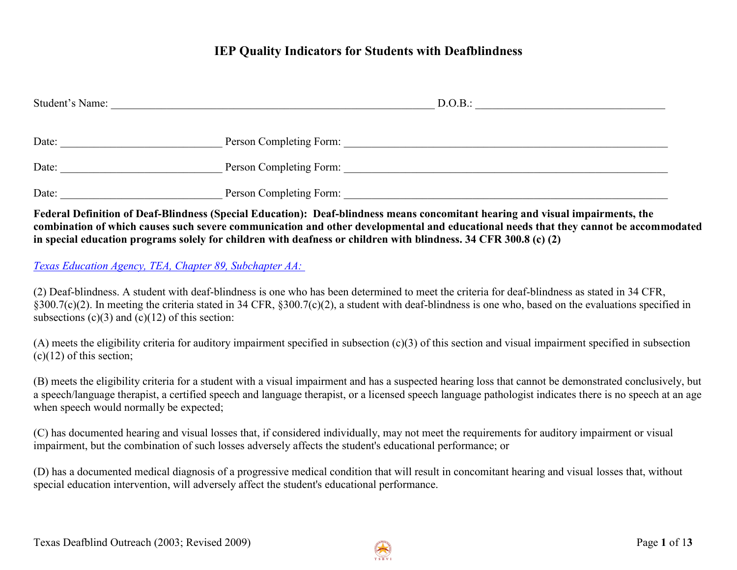# IEP Quality Indicators for Students with Deafblindness

Student's Name: ____________________________________________________________ D.O.B.: __________________________________

Date: _____________________________ Person Completing Form: ____________________________________________________________

Date: _____________________________ Person Completing Form: ____________________________________________________________

Date: _____________________________ Person Completing Form: ____________________________________________________________

**Federal Definition of Deaf-Blindness (Special Education): Deaf-blindness means concomitant hearing and visual impairments, the combination of which causes such severe communication and other developmental and educational needs that they cannot be accommodated in special education programs solely for children with deafness or children with blindness. 34 CFR 300.8 (c) (2)**

*Texas Education Agency, TEA, Chapter 89, Subchapter AA:*

(2) Deaf-blindness. A student with deaf-blindness is one who has been determined to meet the criteria for deaf-blindness as stated in 34 CFR, §300.7(c)(2). In meeting the criteria stated in 34 CFR, §300.7(c)(2), a student with deaf-blindness is one who, based on the evaluations specified in subsections (c)(3) and (c)(12) of this section:

(A) meets the eligibility criteria for auditory impairment specified in subsection (c)(3) of this section and visual impairment specified in subsection (c)(12) of this section;

(B) meets the eligibility criteria for a student with a visual impairment and has a suspected hearing loss that cannot be demonstrated conclusively, but a speech/language therapist, a certified speech and language therapist, or a licensed speech language pathologist indicates there is no speech at an age when speech would normally be expected;

(C) has documented hearing and visual losses that, if considered individually, may not meet the requirements for auditory impairment or visual impairment, but the combination of such losses adversely affects the student's educational performance; or

(D) has a documented medical diagnosis of a progressive medical condition that will result in concomitant hearing and visual losses that, without special education intervention, will adversely affect the student's educational performance.

Texas Deafblind Outreach (2003; Revised 2009)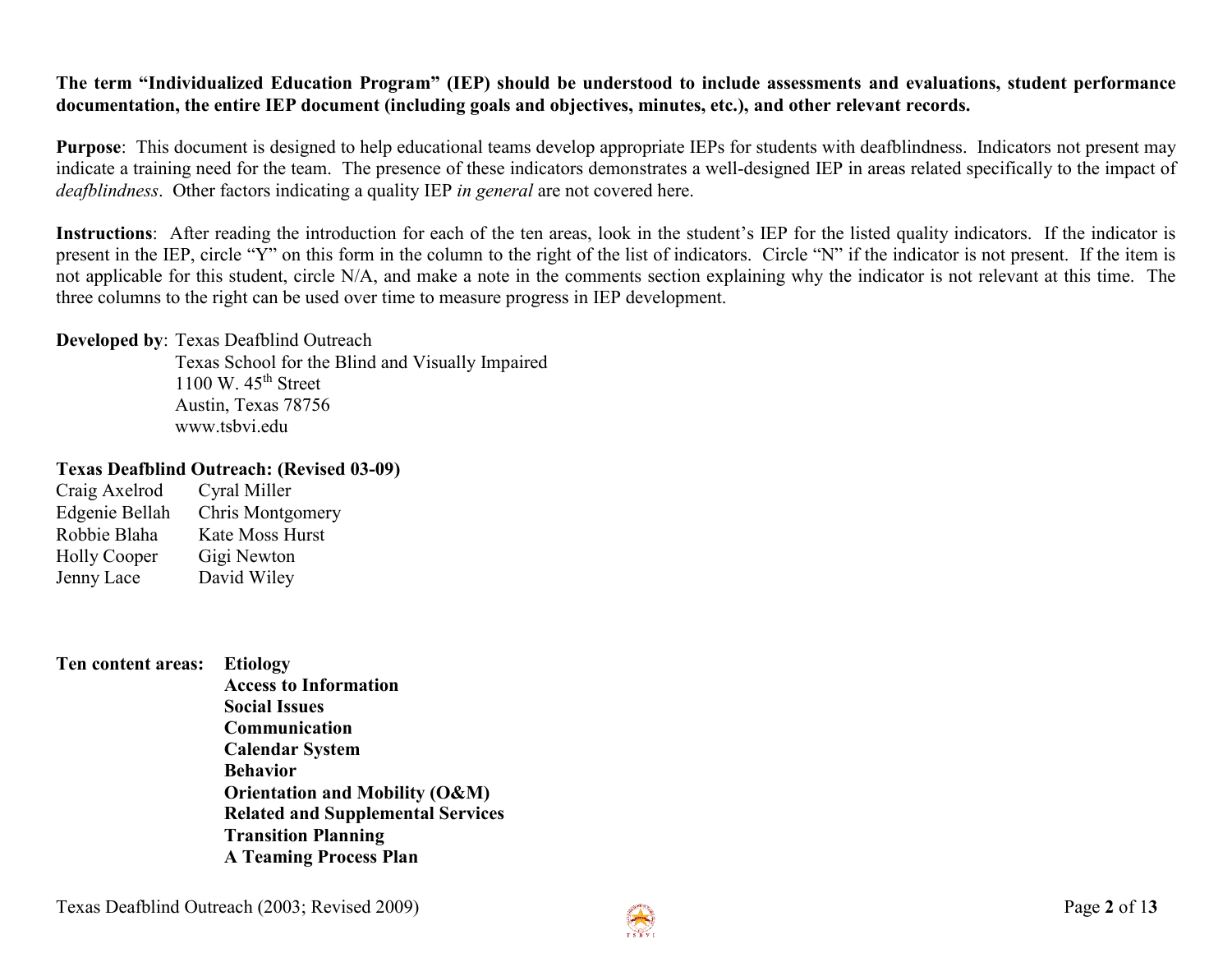**The term "Individualized Education Program" (IEP) should be understood to include assessments and evaluations, student performance documentation, the entire IEP document (including goals and objectives, minutes, etc.), and other relevant records.**

**Purpose**: This document is designed to help educational teams develop appropriate IEPs for students with deafblindness. Indicators not present may indicate a training need for the team. The presence of these indicators demonstrates a well-designed IEP in areas related specifically to the impact of *deafblindness*. Other factors indicating a quality IEP *in general* are not covered here.

**Instructions**: After reading the introduction for each of the ten areas, look in the student's IEP for the listed quality indicators. If the indicator is present in the IEP, circle "Y" on this form in the column to the right of the list of indicators. Circle "N" if the indicator is not present. If the item is not applicable for this student, circle N/A, and make a note in the comments section explaining why the indicator is not relevant at this time. The three columns to the right can be used over time to measure progress in IEP development.

**Developed by**: Texas Deafblind Outreach
Texas School for the Blind and Visually Impaired
1100 W. 45th Street
Austin, Texas 78756
www.tsbvi.edu

**Texas Deafblind Outreach: (Revised 03-09)**

Craig Axelrod
Edgenie Bellah
Robbie Blaha
Holly Cooper
Jenny Lace
Cyral Miller
Chris Montgomery
Kate Moss Hurst
Gigi Newton
David Wiley

**Ten content areas:**
- **Etiology**
- **Access to Information**
- **Social Issues**
- **Communication**
- **Calendar System**
- **Behavior**
- **Orientation and Mobility (O&M)**
- **Related and Supplemental Services**
- **Transition Planning**
- **A Teaming Process Plan**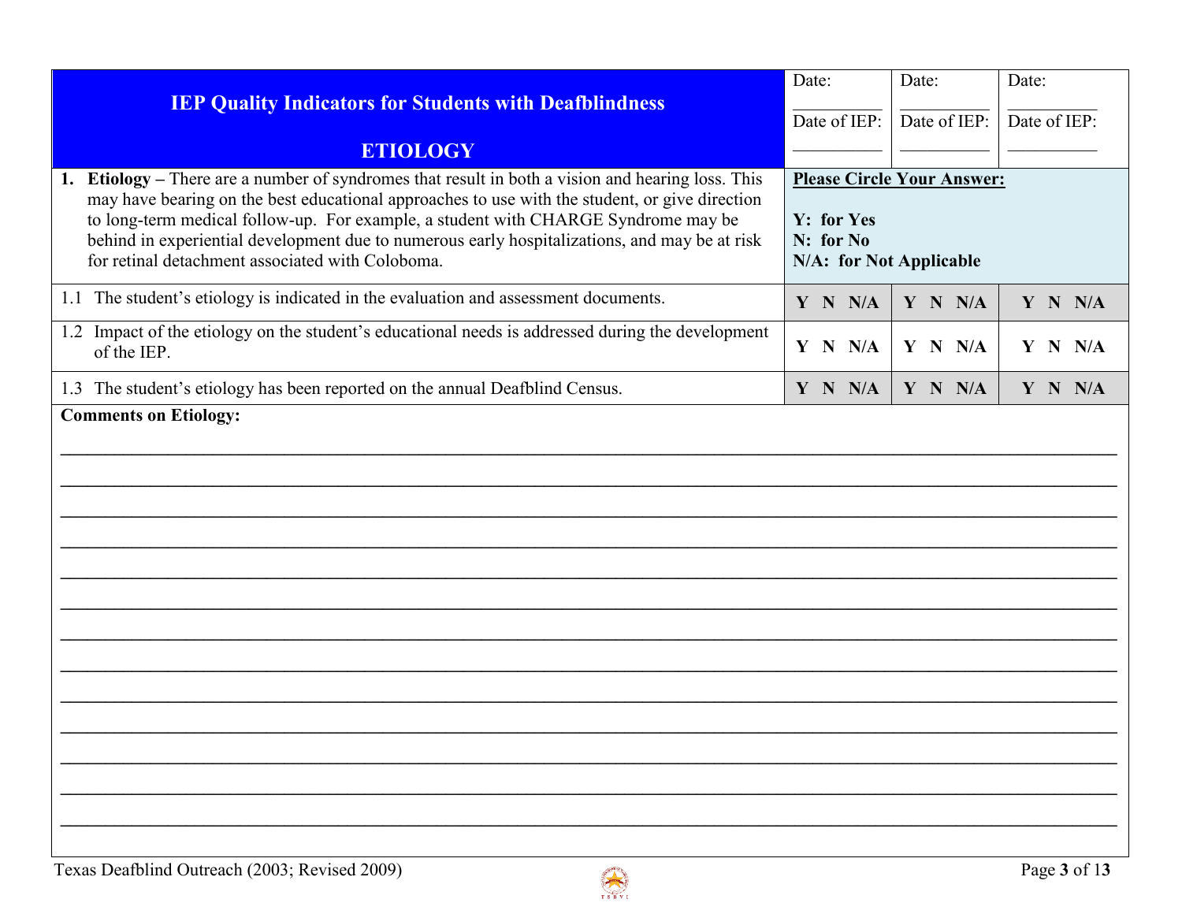| IEP Quality Indicators for Students with Deafblindness<br><br>ETIOLOGY | Date: __________<br>Date of IEP: __________ | Date: __________<br>Date of IEP: __________ | Date: __________<br>Date of IEP: __________ |
|---|---|---|---|
| **1. Etiology –** There are a number of syndromes that result in both a vision and hearing loss. This may have bearing on the best educational approaches to use with the student, or give direction to long-term medical follow-up. For example, a student with CHARGE Syndrome may be behind in experiential development due to numerous early hospitalizations, and may be at risk for retinal detachment associated with Coloboma. | **Please Circle Your Answer:**<br><br>**Y: for Yes**<br>**N: for No**<br>**N/A: for Not Applicable** | | |
| 1.1 The student's etiology is indicated in the evaluation and assessment documents. | **Y N N/A** | **Y N N/A** | **Y N N/A** |
| 1.2 Impact of the etiology on the student's educational needs is addressed during the development of the IEP. | **Y N N/A** | **Y N N/A** | **Y N N/A** |
| 1.3 The student's etiology has been reported on the annual Deafblind Census. | **Y N N/A** | **Y N N/A** | **Y N N/A** |

**Comments on Etiology:**

______________________________________________________________________________

______________________________________________________________________________

______________________________________________________________________________

______________________________________________________________________________

______________________________________________________________________________

______________________________________________________________________________

______________________________________________________________________________

______________________________________________________________________________

______________________________________________________________________________

______________________________________________________________________________

______________________________________________________________________________

______________________________________________________________________________

______________________________________________________________________________

Texas Deafblind Outreach (2003; Revised 2009)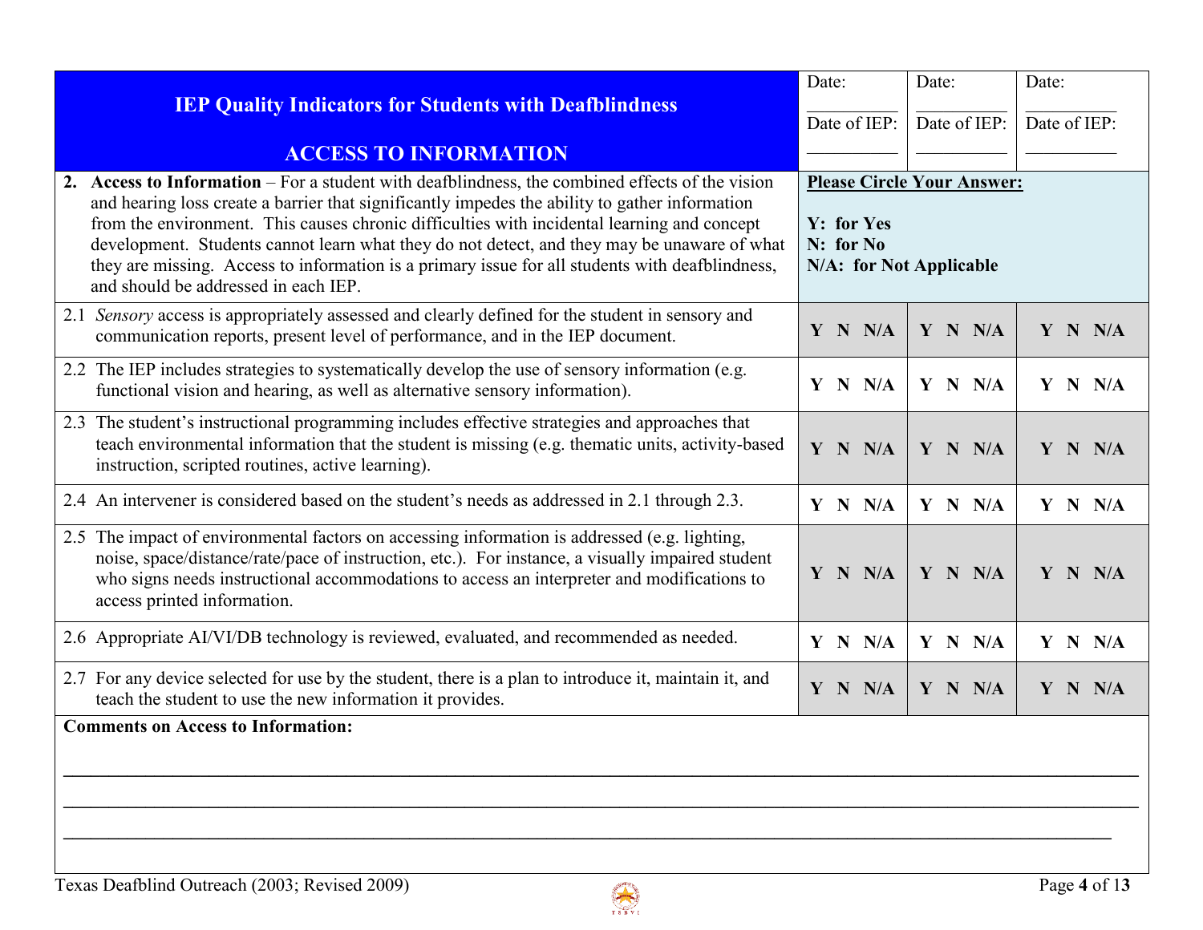| IEP Quality Indicators for Students with Deafblindness<br><br>ACCESS TO INFORMATION | Date: __________<br>Date of IEP: __________ | Date: __________<br>Date of IEP: __________ | Date: __________<br>Date of IEP: __________ |
|---|---|---|---|
| **2. Access to Information** – For a student with deafblindness, the combined effects of the vision and hearing loss create a barrier that significantly impedes the ability to gather information from the environment. This causes chronic difficulties with incidental learning and concept development. Students cannot learn what they do not detect, and they may be unaware of what they are missing. Access to information is a primary issue for all students with deafblindness, and should be addressed in each IEP. | **Please Circle Your Answer:**<br><br>**Y: for Yes**<br>**N: for No**<br>**N/A: for Not Applicable** | | |
| 2.1 *Sensory* access is appropriately assessed and clearly defined for the student in sensory and communication reports, present level of performance, and in the IEP document. | **Y N N/A** | **Y N N/A** | **Y N N/A** |
| 2.2 The IEP includes strategies to systematically develop the use of sensory information (e.g. functional vision and hearing, as well as alternative sensory information). | **Y N N/A** | **Y N N/A** | **Y N N/A** |
| 2.3 The student's instructional programming includes effective strategies and approaches that teach environmental information that the student is missing (e.g. thematic units, activity-based instruction, scripted routines, active learning). | **Y N N/A** | **Y N N/A** | **Y N N/A** |
| 2.4 An intervener is considered based on the student's needs as addressed in 2.1 through 2.3. | **Y N N/A** | **Y N N/A** | **Y N N/A** |
| 2.5 The impact of environmental factors on accessing information is addressed (e.g. lighting, noise, space/distance/rate/pace of instruction, etc.). For instance, a visually impaired student who signs needs instructional accommodations to access an interpreter and modifications to access printed information. | **Y N N/A** | **Y N N/A** | **Y N N/A** |
| 2.6 Appropriate AI/VI/DB technology is reviewed, evaluated, and recommended as needed. | **Y N N/A** | **Y N N/A** | **Y N N/A** |
| 2.7 For any device selected for use by the student, there is a plan to introduce it, maintain it, and teach the student to use the new information it provides. | **Y N N/A** | **Y N N/A** | **Y N N/A** |

**Comments on Access to Information:**

______________________________________________________________________________

______________________________________________________________________________

______________________________________________________________________________

Texas Deafblind Outreach (2003; Revised 2009)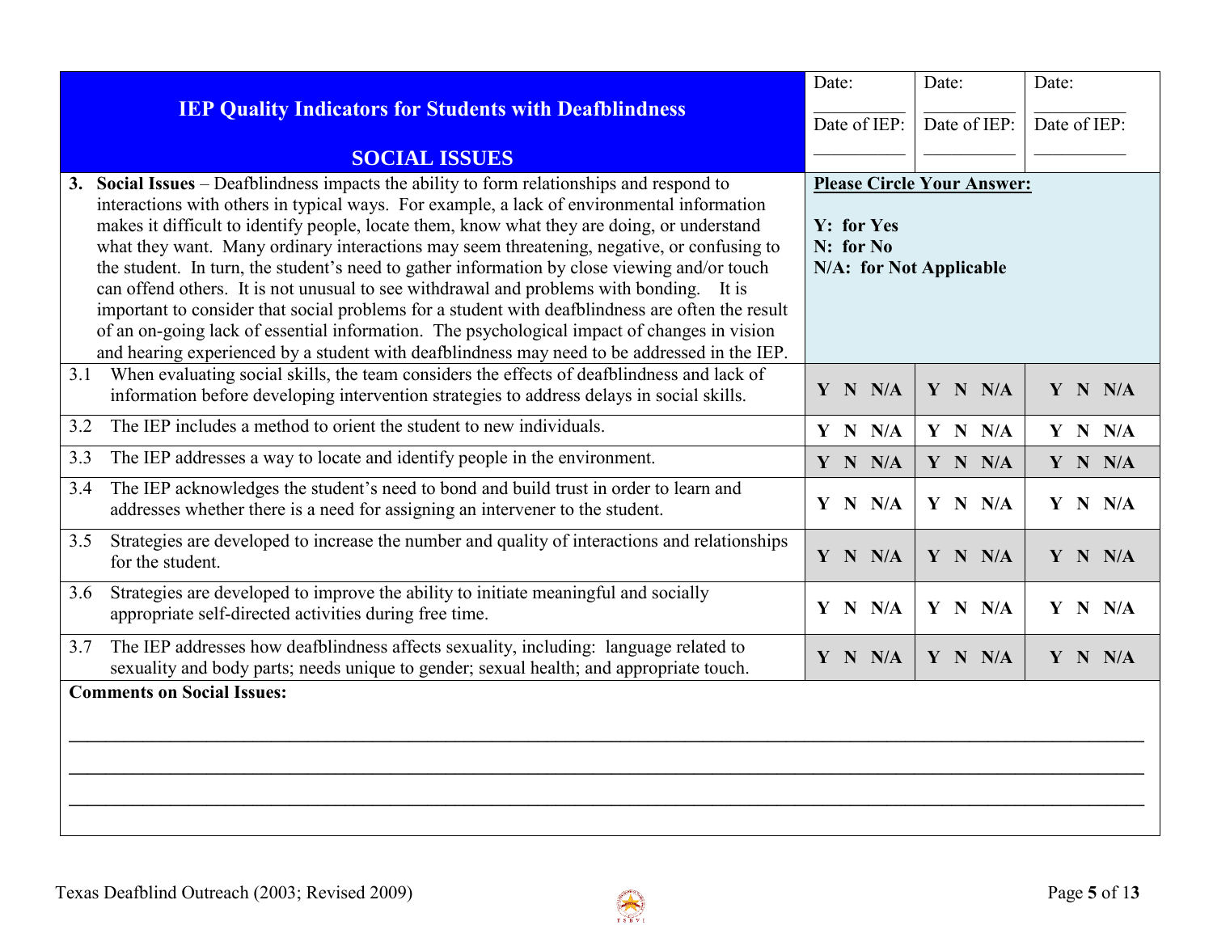| IEP Quality Indicators for Students with Deafblindness<br><br>SOCIAL ISSUES | Date: ___________<br>Date of IEP: ___________ | Date: ___________<br>Date of IEP: ___________ | Date: ___________<br>Date of IEP: ___________ |
|---|---|---|---|
| **3. Social Issues** – Deafblindness impacts the ability to form relationships and respond to interactions with others in typical ways. For example, a lack of environmental information makes it difficult to identify people, locate them, know what they are doing, or understand what they want. Many ordinary interactions may seem threatening, negative, or confusing to the student. In turn, the student's need to gather information by close viewing and/or touch can offend others. It is not unusual to see withdrawal and problems with bonding. It is important to consider that social problems for a student with deafblindness are often the result of an on-going lack of essential information. The psychological impact of changes in vision and hearing experienced by a student with deafblindness may need to be addressed in the IEP. | **Please Circle Your Answer:**<br><br>**Y: for Yes**<br>**N: for No**<br>**N/A: for Not Applicable** | | |
| 3.1 When evaluating social skills, the team considers the effects of deafblindness and lack of information before developing intervention strategies to address delays in social skills. | **Y N N/A** | **Y N N/A** | **Y N N/A** |
| 3.2 The IEP includes a method to orient the student to new individuals. | **Y N N/A** | **Y N N/A** | **Y N N/A** |
| 3.3 The IEP addresses a way to locate and identify people in the environment. | **Y N N/A** | **Y N N/A** | **Y N N/A** |
| 3.4 The IEP acknowledges the student's need to bond and build trust in order to learn and addresses whether there is a need for assigning an intervener to the student. | **Y N N/A** | **Y N N/A** | **Y N N/A** |
| 3.5 Strategies are developed to increase the number and quality of interactions and relationships for the student. | **Y N N/A** | **Y N N/A** | **Y N N/A** |
| 3.6 Strategies are developed to improve the ability to initiate meaningful and socially appropriate self-directed activities during free time. | **Y N N/A** | **Y N N/A** | **Y N N/A** |
| 3.7 The IEP addresses how deafblindness affects sexuality, including: language related to sexuality and body parts; needs unique to gender; sexual health; and appropriate touch. | **Y N N/A** | **Y N N/A** | **Y N N/A** |

**Comments on Social Issues:**

_______________________________________________________________________________

_______________________________________________________________________________

_______________________________________________________________________________

Texas Deafblind Outreach (2003; Revised 2009)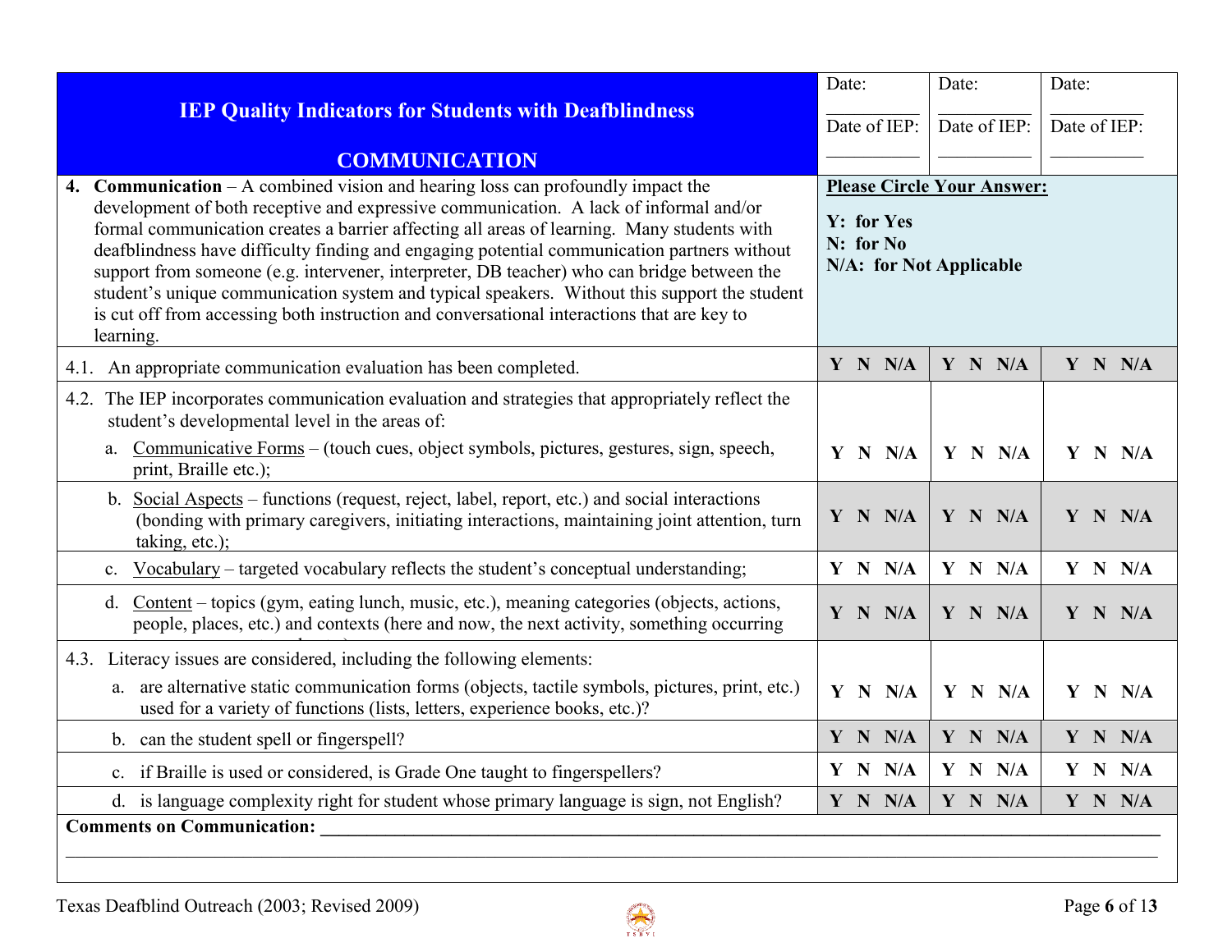| IEP Quality Indicators for Students with Deafblindness<br><br>**COMMUNICATION** | Date: __________<br>Date of IEP: __________ | Date: __________<br>Date of IEP: __________ | Date: __________<br>Date of IEP: __________ |
|---|---|---|---|
| **4. Communication** – A combined vision and hearing loss can profoundly impact the development of both receptive and expressive communication. A lack of informal and/or formal communication creates a barrier affecting all areas of learning. Many students with deafblindness have difficulty finding and engaging potential communication partners without support from someone (e.g. intervener, interpreter, DB teacher) who can bridge between the student's unique communication system and typical speakers. Without this support the student is cut off from accessing both instruction and conversational interactions that are key to learning. | **Please Circle Your Answer:**<br><br>**Y: for Yes**<br>**N: for No**<br>**N/A: for Not Applicable** | | |
| 4.1. An appropriate communication evaluation has been completed. | **Y N N/A** | **Y N N/A** | **Y N N/A** |
| 4.2. The IEP incorporates communication evaluation and strategies that appropriately reflect the student's developmental level in the areas of:<br>a. Communicative Forms – (touch cues, object symbols, pictures, gestures, sign, speech, print, Braille etc.); | **Y N N/A** | **Y N N/A** | **Y N N/A** |
| b. Social Aspects – functions (request, reject, label, report, etc.) and social interactions (bonding with primary caregivers, initiating interactions, maintaining joint attention, turn taking, etc.); | **Y N N/A** | **Y N N/A** | **Y N N/A** |
| c. Vocabulary – targeted vocabulary reflects the student's conceptual understanding; | **Y N N/A** | **Y N N/A** | **Y N N/A** |
| d. Content – topics (gym, eating lunch, music, etc.), meaning categories (objects, actions, people, places, etc.) and contexts (here and now, the next activity, something occurring | **Y N N/A** | **Y N N/A** | **Y N N/A** |
| 4.3. Literacy issues are considered, including the following elements:<br>a. are alternative static communication forms (objects, tactile symbols, pictures, print, etc.) used for a variety of functions (lists, letters, experience books, etc.)? | **Y N N/A** | **Y N N/A** | **Y N N/A** |
| b. can the student spell or fingerspell? | **Y N N/A** | **Y N N/A** | **Y N N/A** |
| c. if Braille is used or considered, is Grade One taught to fingerspellers? | **Y N N/A** | **Y N N/A** | **Y N N/A** |
| d. is language complexity right for student whose primary language is sign, not English? | **Y N N/A** | **Y N N/A** | **Y N N/A** |

**Comments on Communication:** ____________________________________________________________

____________________________________________________________________________________

Texas Deafblind Outreach (2003; Revised 2009)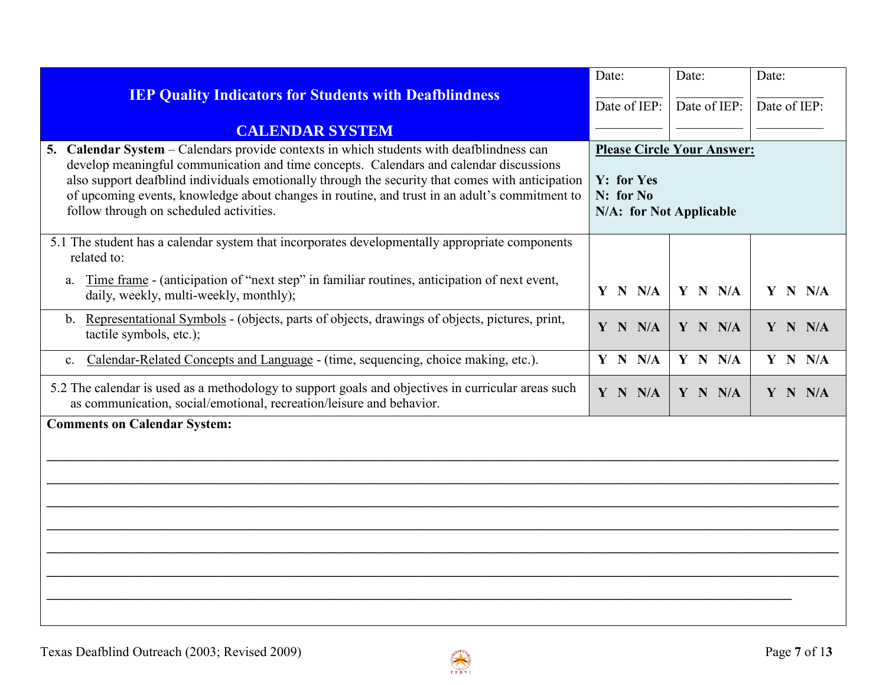| IEP Quality Indicators for Students with Deafblindness<br><br>CALENDAR SYSTEM | Date: __________<br>Date of IEP: __________ | Date: __________<br>Date of IEP: __________ | Date: __________<br>Date of IEP: __________ |
|---|---|---|---|
| **5. Calendar System** – Calendars provide contexts in which students with deafblindness can develop meaningful communication and time concepts. Calendars and calendar discussions also support deafblind individuals emotionally through the security that comes with anticipation of upcoming events, knowledge about changes in routine, and trust in an adult's commitment to follow through on scheduled activities. | **Please Circle Your Answer:**<br><br>**Y: for Yes**<br>**N: for No**<br>**N/A: for Not Applicable** | | |
| 5.1 The student has a calendar system that incorporates developmentally appropriate components related to:<br><br>a. Time frame - (anticipation of "next step" in familiar routines, anticipation of next event, daily, weekly, multi-weekly, monthly); | **Y N N/A** | **Y N N/A** | **Y N N/A** |
| b. Representational Symbols - (objects, parts of objects, drawings of objects, pictures, print, tactile symbols, etc.); | **Y N N/A** | **Y N N/A** | **Y N N/A** |
| c. Calendar-Related Concepts and Language - (time, sequencing, choice making, etc.). | **Y N N/A** | **Y N N/A** | **Y N N/A** |
| 5.2 The calendar is used as a methodology to support goals and objectives in curricular areas such as communication, social/emotional, recreation/leisure and behavior. | **Y N N/A** | **Y N N/A** | **Y N N/A** |

**Comments on Calendar System:**

______________________________________________________________________________

______________________________________________________________________________

______________________________________________________________________________

______________________________________________________________________________

______________________________________________________________________________

______________________________________________________________________________

__________________________________________________________________________

Texas Deafblind Outreach (2003; Revised 2009)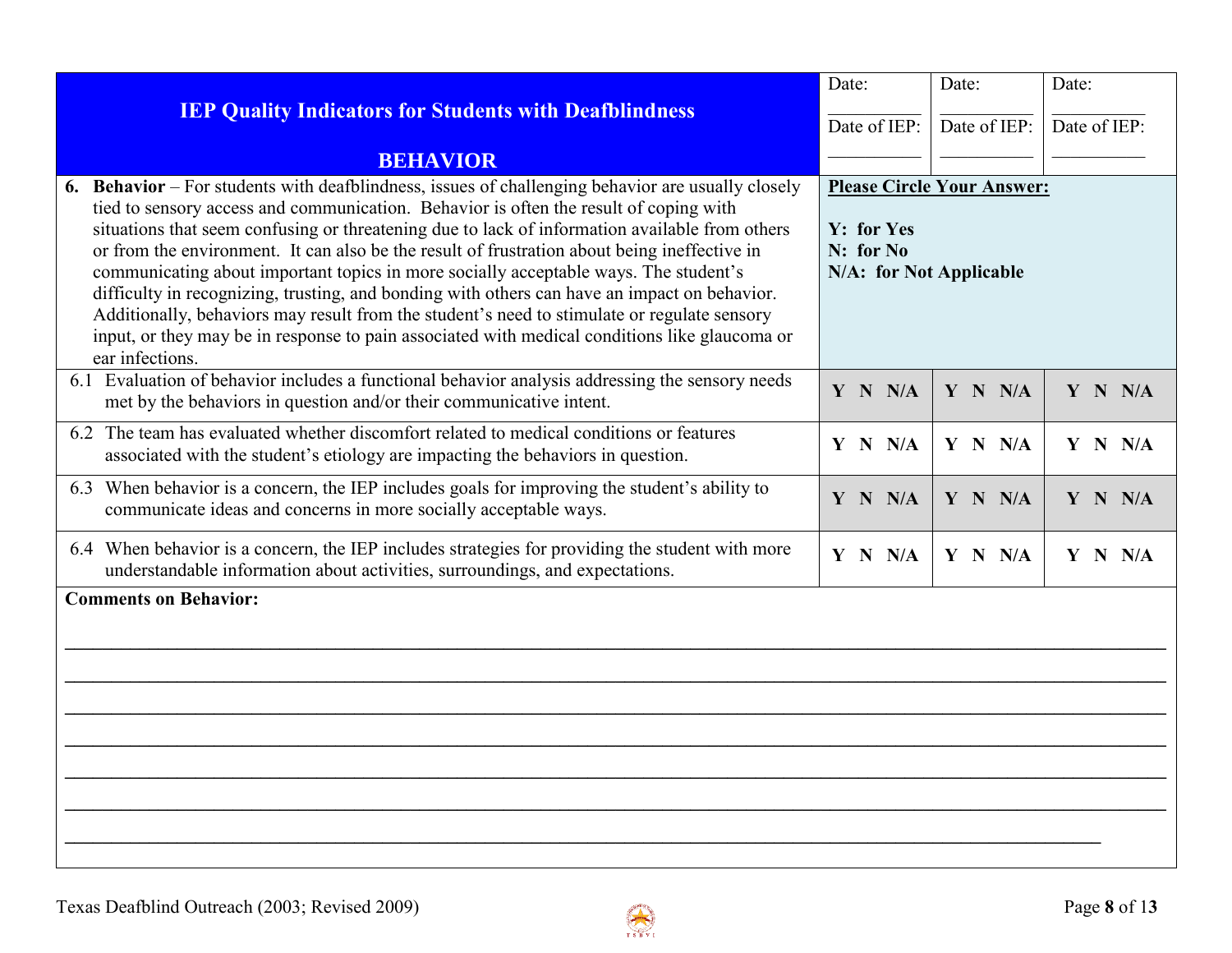| IEP Quality Indicators for Students with Deafblindness<br><br>**BEHAVIOR** | Date: __________<br>Date of IEP: __________ | Date: __________<br>Date of IEP: __________ | Date: __________<br>Date of IEP: __________ |
|---|---|---|---|
| **6. Behavior** – For students with deafblindness, issues of challenging behavior are usually closely tied to sensory access and communication. Behavior is often the result of coping with situations that seem confusing or threatening due to lack of information available from others or from the environment. It can also be the result of frustration about being ineffective in communicating about important topics in more socially acceptable ways. The student's difficulty in recognizing, trusting, and bonding with others can have an impact on behavior. Additionally, behaviors may result from the student's need to stimulate or regulate sensory input, or they may be in response to pain associated with medical conditions like glaucoma or ear infections. | **Please Circle Your Answer:**<br><br>**Y: for Yes**<br>**N: for No**<br>**N/A: for Not Applicable** | | |
| 6.1 Evaluation of behavior includes a functional behavior analysis addressing the sensory needs met by the behaviors in question and/or their communicative intent. | **Y N N/A** | **Y N N/A** | **Y N N/A** |
| 6.2 The team has evaluated whether discomfort related to medical conditions or features associated with the student's etiology are impacting the behaviors in question. | **Y N N/A** | **Y N N/A** | **Y N N/A** |
| 6.3 When behavior is a concern, the IEP includes goals for improving the student's ability to communicate ideas and concerns in more socially acceptable ways. | **Y N N/A** | **Y N N/A** | **Y N N/A** |
| 6.4 When behavior is a concern, the IEP includes strategies for providing the student with more understandable information about activities, surroundings, and expectations. | **Y N N/A** | **Y N N/A** | **Y N N/A** |

**Comments on Behavior:**

________________________________________________________________________________

________________________________________________________________________________

________________________________________________________________________________

________________________________________________________________________________

________________________________________________________________________________

________________________________________________________________________________

______________________________________________________________________________

Texas Deafblind Outreach (2003; Revised 2009)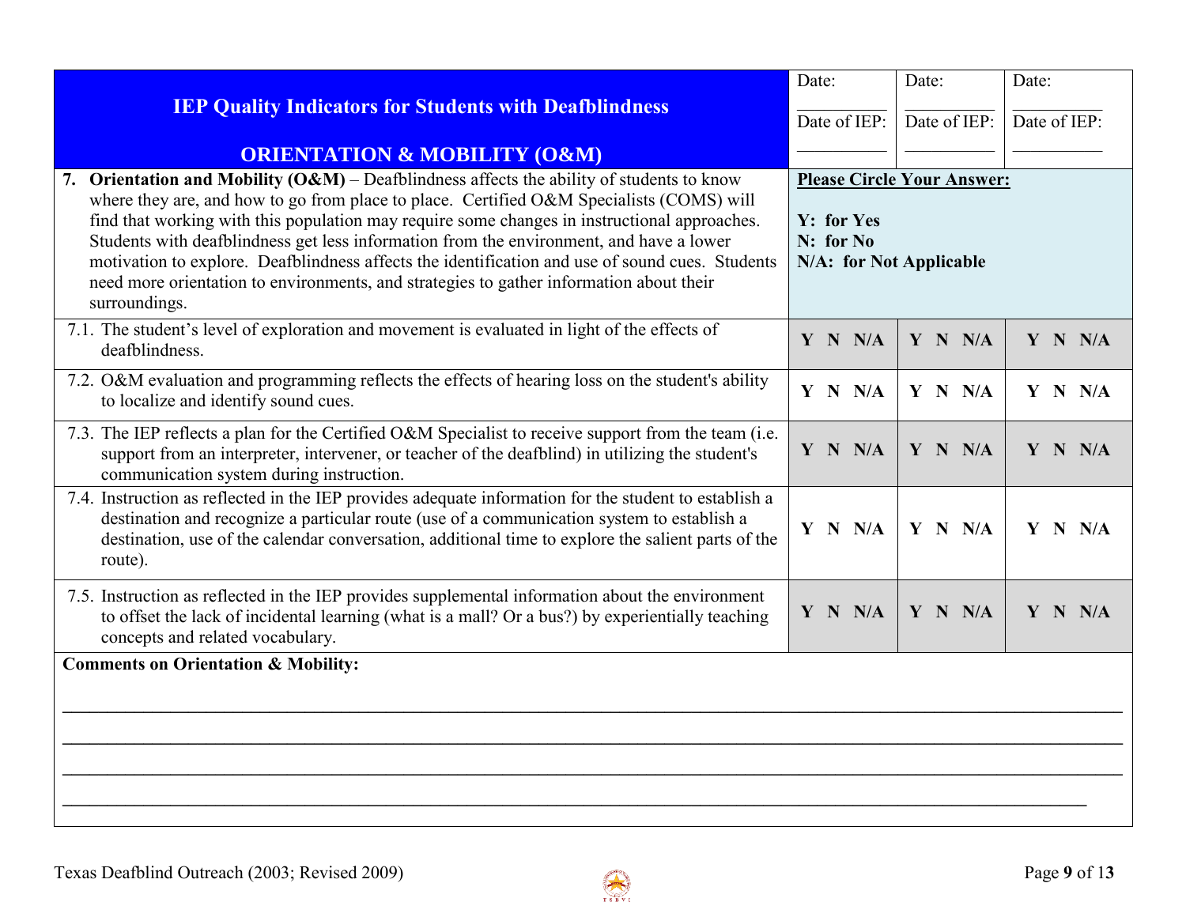| IEP Quality Indicators for Students with Deafblindness<br><br>ORIENTATION & MOBILITY (O&M) | Date: ___________<br>Date of IEP: ___________ | Date: ___________<br>Date of IEP: ___________ | Date: ___________<br>Date of IEP: ___________ |
|---|---|---|---|
| **7. Orientation and Mobility (O&M)** – Deafblindness affects the ability of students to know where they are, and how to go from place to place. Certified O&M Specialists (COMS) will find that working with this population may require some changes in instructional approaches. Students with deafblindness get less information from the environment, and have a lower motivation to explore. Deafblindness affects the identification and use of sound cues. Students need more orientation to environments, and strategies to gather information about their surroundings. | **Please Circle Your Answer:**<br><br>**Y: for Yes**<br>**N: for No**<br>**N/A: for Not Applicable** | | |
| 7.1. The student's level of exploration and movement is evaluated in light of the effects of deafblindness. | **Y N N/A** | **Y N N/A** | **Y N N/A** |
| 7.2. O&M evaluation and programming reflects the effects of hearing loss on the student's ability to localize and identify sound cues. | **Y N N/A** | **Y N N/A** | **Y N N/A** |
| 7.3. The IEP reflects a plan for the Certified O&M Specialist to receive support from the team (i.e. support from an interpreter, intervener, or teacher of the deafblind) in utilizing the student's communication system during instruction. | **Y N N/A** | **Y N N/A** | **Y N N/A** |
| 7.4. Instruction as reflected in the IEP provides adequate information for the student to establish a destination and recognize a particular route (use of a communication system to establish a destination, use of the calendar conversation, additional time to explore the salient parts of the route). | **Y N N/A** | **Y N N/A** | **Y N N/A** |
| 7.5. Instruction as reflected in the IEP provides supplemental information about the environment to offset the lack of incidental learning (what is a mall? Or a bus?) by experientially teaching concepts and related vocabulary. | **Y N N/A** | **Y N N/A** | **Y N N/A** |

**Comments on Orientation & Mobility:**

_______________________________________________________________________________

_______________________________________________________________________________

_______________________________________________________________________________

_______________________________________________________________________________

Texas Deafblind Outreach (2003; Revised 2009)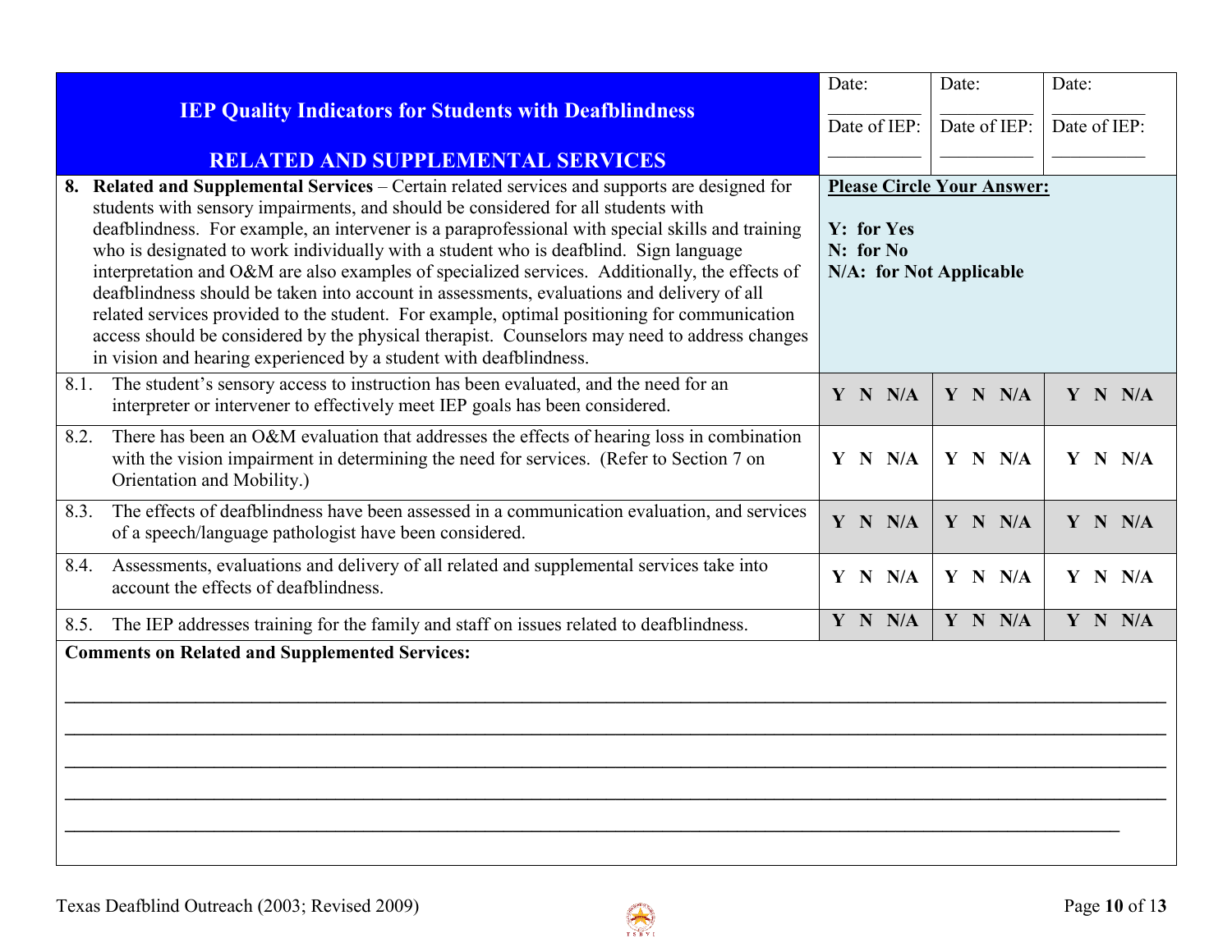| IEP Quality Indicators for Students with Deafblindness<br><br>RELATED AND SUPPLEMENTAL SERVICES | Date: __________<br>Date of IEP: __________ | Date: __________<br>Date of IEP: __________ | Date: __________<br>Date of IEP: __________ |
|---|---|---|---|
| **8. Related and Supplemental Services** – Certain related services and supports are designed for students with sensory impairments, and should be considered for all students with deafblindness. For example, an intervener is a paraprofessional with special skills and training who is designated to work individually with a student who is deafblind. Sign language interpretation and O&M are also examples of specialized services. Additionally, the effects of deafblindness should be taken into account in assessments, evaluations and delivery of all related services provided to the student. For example, optimal positioning for communication access should be considered by the physical therapist. Counselors may need to address changes in vision and hearing experienced by a student with deafblindness. | **Please Circle Your Answer:**<br><br>**Y: for Yes**<br>**N: for No**<br>**N/A: for Not Applicable** | | |
| 8.1. The student's sensory access to instruction has been evaluated, and the need for an interpreter or intervener to effectively meet IEP goals has been considered. | **Y N N/A** | **Y N N/A** | **Y N N/A** |
| 8.2. There has been an O&M evaluation that addresses the effects of hearing loss in combination with the vision impairment in determining the need for services. (Refer to Section 7 on Orientation and Mobility.) | **Y N N/A** | **Y N N/A** | **Y N N/A** |
| 8.3. The effects of deafblindness have been assessed in a communication evaluation, and services of a speech/language pathologist have been considered. | **Y N N/A** | **Y N N/A** | **Y N N/A** |
| 8.4. Assessments, evaluations and delivery of all related and supplemental services take into account the effects of deafblindness. | **Y N N/A** | **Y N N/A** | **Y N N/A** |
| 8.5. The IEP addresses training for the family and staff on issues related to deafblindness. | **Y N N/A** | **Y N N/A** | **Y N N/A** |

**Comments on Related and Supplemented Services:**

______________________________________________________________________________________________

______________________________________________________________________________________________

______________________________________________________________________________________________

______________________________________________________________________________________________

______________________________________________________________________________________________

Texas Deafblind Outreach (2003; Revised 2009)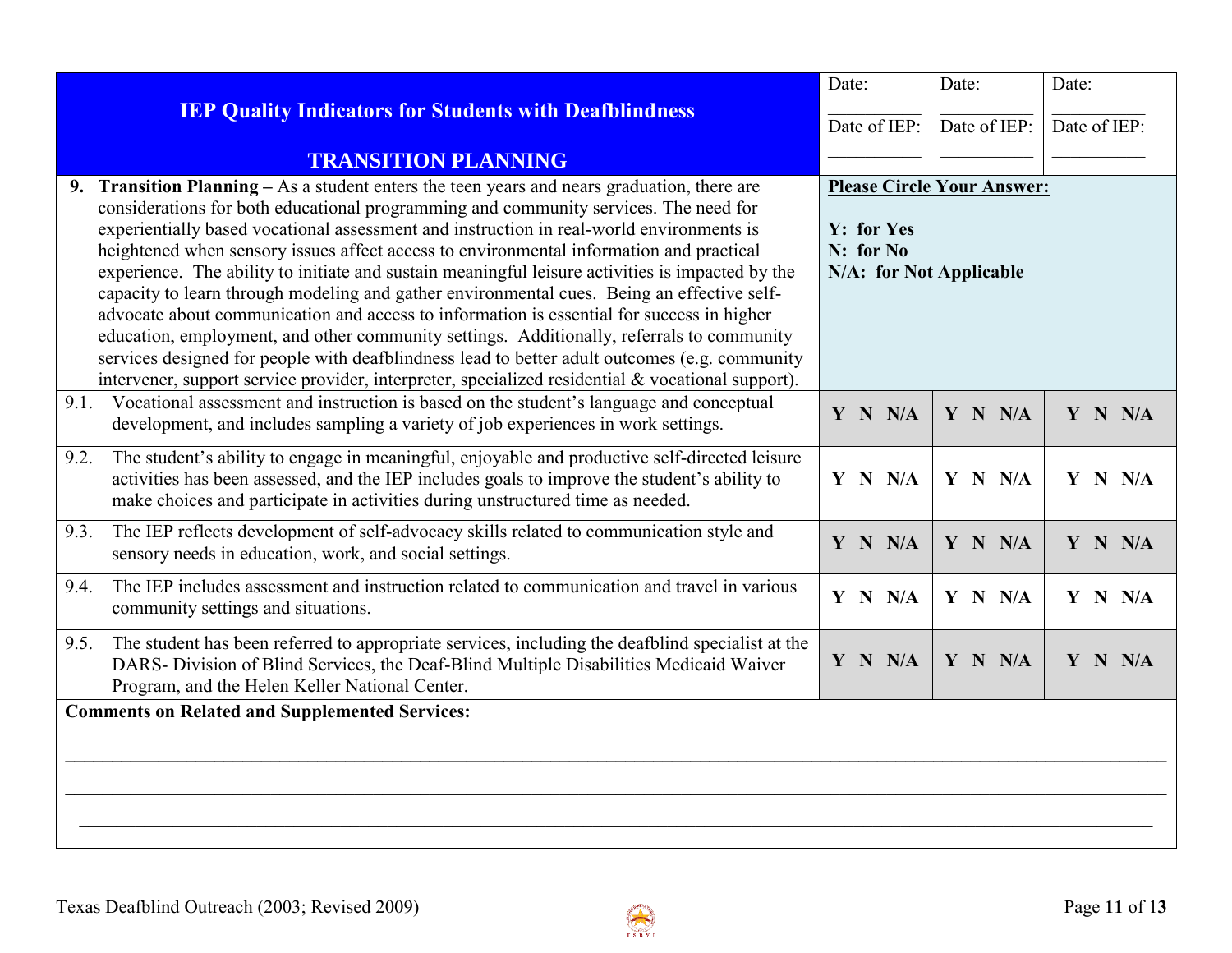| IEP Quality Indicators for Students with Deafblindness<br><br>TRANSITION PLANNING | Date: ________<br>Date of IEP: ________ | Date: ________<br>Date of IEP: ________ | Date: ________<br>Date of IEP: ________ |
|---|---|---|---|
| **9. Transition Planning –** As a student enters the teen years and nears graduation, there are considerations for both educational programming and community services. The need for experientially based vocational assessment and instruction in real-world environments is heightened when sensory issues affect access to environmental information and practical experience. The ability to initiate and sustain meaningful leisure activities is impacted by the capacity to learn through modeling and gather environmental cues. Being an effective self-advocate about communication and access to information is essential for success in higher education, employment, and other community settings. Additionally, referrals to community services designed for people with deafblindness lead to better adult outcomes (e.g. community intervener, support service provider, interpreter, specialized residential & vocational support). | **Please Circle Your Answer:**<br><br>**Y: for Yes**<br>**N: for No**<br>**N/A: for Not Applicable** | | |
| 9.1. Vocational assessment and instruction is based on the student's language and conceptual development, and includes sampling a variety of job experiences in work settings. | **Y N N/A** | **Y N N/A** | **Y N N/A** |
| 9.2. The student's ability to engage in meaningful, enjoyable and productive self-directed leisure activities has been assessed, and the IEP includes goals to improve the student's ability to make choices and participate in activities during unstructured time as needed. | **Y N N/A** | **Y N N/A** | **Y N N/A** |
| 9.3. The IEP reflects development of self-advocacy skills related to communication style and sensory needs in education, work, and social settings. | **Y N N/A** | **Y N N/A** | **Y N N/A** |
| 9.4. The IEP includes assessment and instruction related to communication and travel in various community settings and situations. | **Y N N/A** | **Y N N/A** | **Y N N/A** |
| 9.5. The student has been referred to appropriate services, including the deafblind specialist at the DARS- Division of Blind Services, the Deaf-Blind Multiple Disabilities Medicaid Waiver Program, and the Helen Keller National Center. | **Y N N/A** | **Y N N/A** | **Y N N/A** |

**Comments on Related and Supplemented Services:**

______________________________________________________________________________

______________________________________________________________________________

______________________________________________________________________________

Texas Deafblind Outreach (2003; Revised 2009)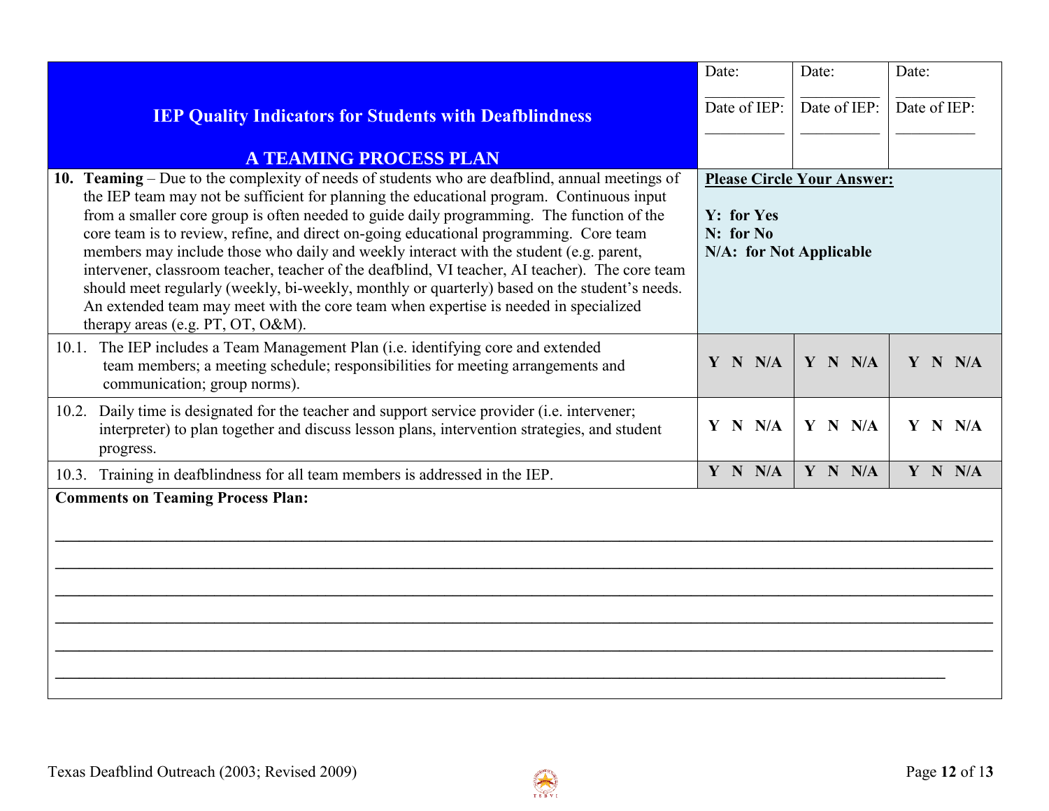| IEP Quality Indicators for Students with Deafblindness<br><br>A TEAMING PROCESS PLAN | Date: ________<br>Date of IEP: ________ | Date: ________<br>Date of IEP: ________ | Date: ________<br>Date of IEP: ________ |
|---|---|---|---|
| **10. Teaming** – Due to the complexity of needs of students who are deafblind, annual meetings of the IEP team may not be sufficient for planning the educational program. Continuous input from a smaller core group is often needed to guide daily programming. The function of the core team is to review, refine, and direct on-going educational programming. Core team members may include those who daily and weekly interact with the student (e.g. parent, intervener, classroom teacher, teacher of the deafblind, VI teacher, AI teacher). The core team should meet regularly (weekly, bi-weekly, monthly or quarterly) based on the student's needs. An extended team may meet with the core team when expertise is needed in specialized therapy areas (e.g. PT, OT, O&M). | **Please Circle Your Answer:**<br><br>**Y: for Yes**<br>**N: for No**<br>**N/A: for Not Applicable** | | |
| 10.1. The IEP includes a Team Management Plan (i.e. identifying core and extended team members; a meeting schedule; responsibilities for meeting arrangements and communication; group norms). | **Y N N/A** | **Y N N/A** | **Y N N/A** |
| 10.2. Daily time is designated for the teacher and support service provider (i.e. intervener; interpreter) to plan together and discuss lesson plans, intervention strategies, and student progress. | **Y N N/A** | **Y N N/A** | **Y N N/A** |
| 10.3. Training in deafblindness for all team members is addressed in the IEP. | **Y N N/A** | **Y N N/A** | **Y N N/A** |

**Comments on Teaming Process Plan:**

______________________________________________________________________________

______________________________________________________________________________

______________________________________________________________________________

______________________________________________________________________________

______________________________________________________________________________

______________________________________________________________________________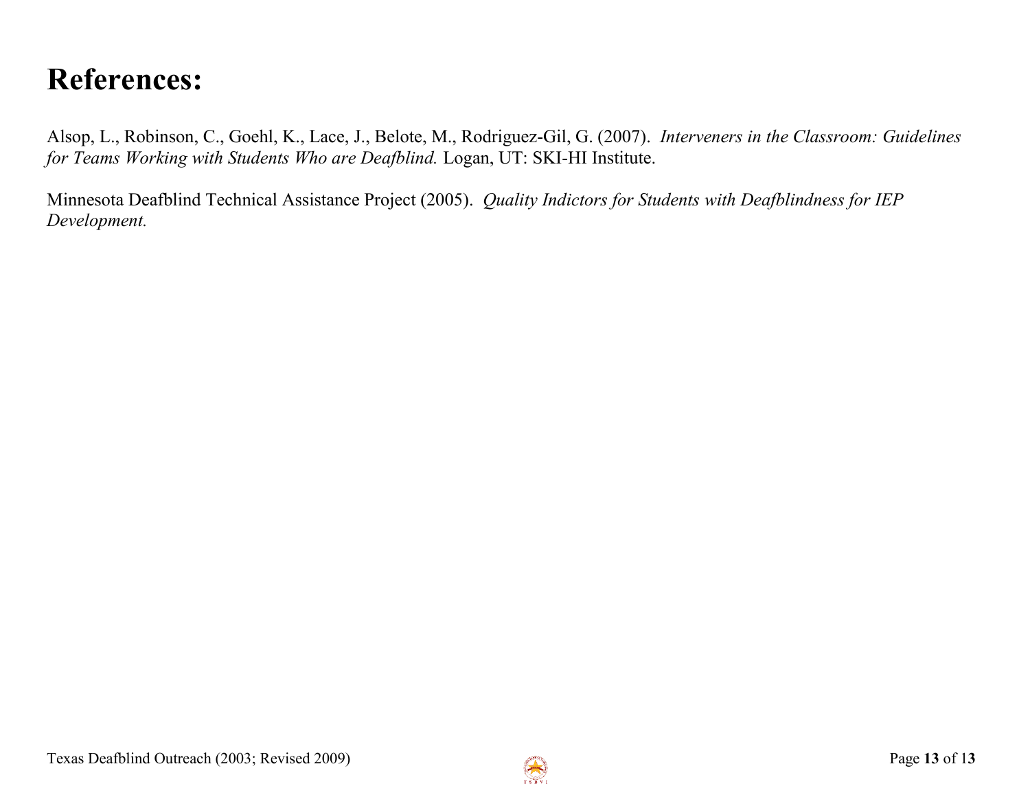# References:

Alsop, L., Robinson, C., Goehl, K., Lace, J., Belote, M., Rodriguez-Gil, G. (2007). *Interveners in the Classroom: Guidelines for Teams Working with Students Who are Deafblind.* Logan, UT: SKI-HI Institute.

Minnesota Deafblind Technical Assistance Project (2005). *Quality Indictors for Students with Deafblindness for IEP Development.*